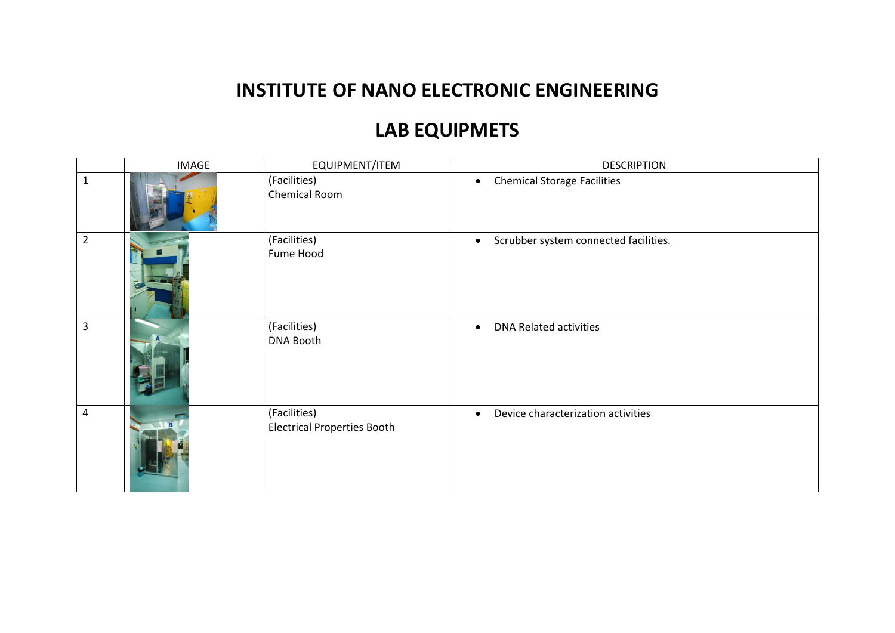# INSTITUTE OF NANO ELECTRONIC ENGINEERING

## LAB EQUIPMETS

| | IMAGE | EQUIPMENT/ITEM | DESCRIPTION |
|---|---|---|---|
| 1 | | (Facilities)<br>Chemical Room | • Chemical Storage Facilities |
| 2 | | (Facilities)<br>Fume Hood | • Scrubber system connected facilities. |
| 3 | | (Facilities)<br>DNA Booth | • DNA Related activities |
| 4 | | (Facilities)<br>Electrical Properties Booth | • Device characterization activities |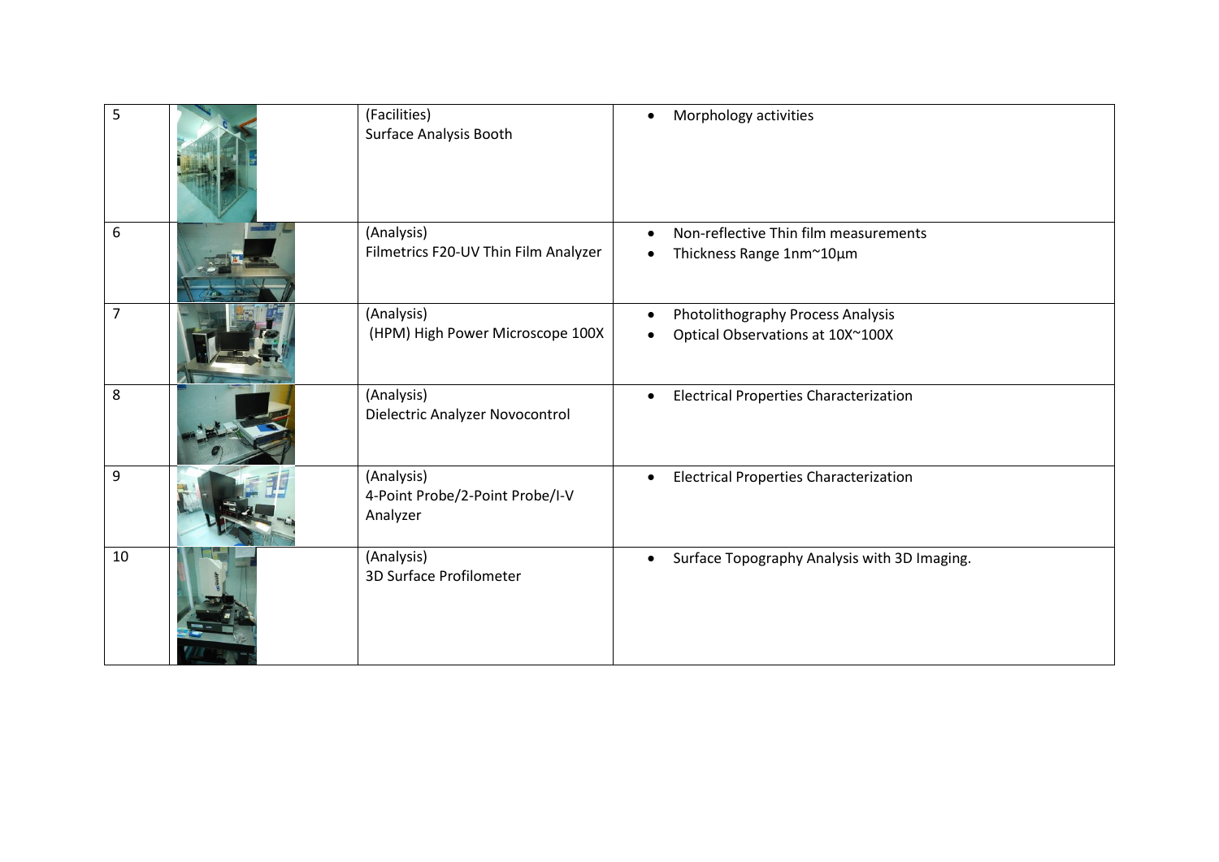| | | | |
|---|---|---|---|
| 5 | | (Facilities)<br>Surface Analysis Booth | • Morphology activities |
| 6 | | (Analysis)<br>Filmetrics F20-UV Thin Film Analyzer | • Non-reflective Thin film measurements<br>• Thickness Range 1nm~10µm |
| 7 | | (Analysis)<br>(HPM) High Power Microscope 100X | • Photolithography Process Analysis<br>• Optical Observations at 10X~100X |
| 8 | | (Analysis)<br>Dielectric Analyzer Novocontrol | • Electrical Properties Characterization |
| 9 | | (Analysis)<br>4-Point Probe/2-Point Probe/I-V Analyzer | • Electrical Properties Characterization |
| 10 | | (Analysis)<br>3D Surface Profilometer | • Surface Topography Analysis with 3D Imaging. |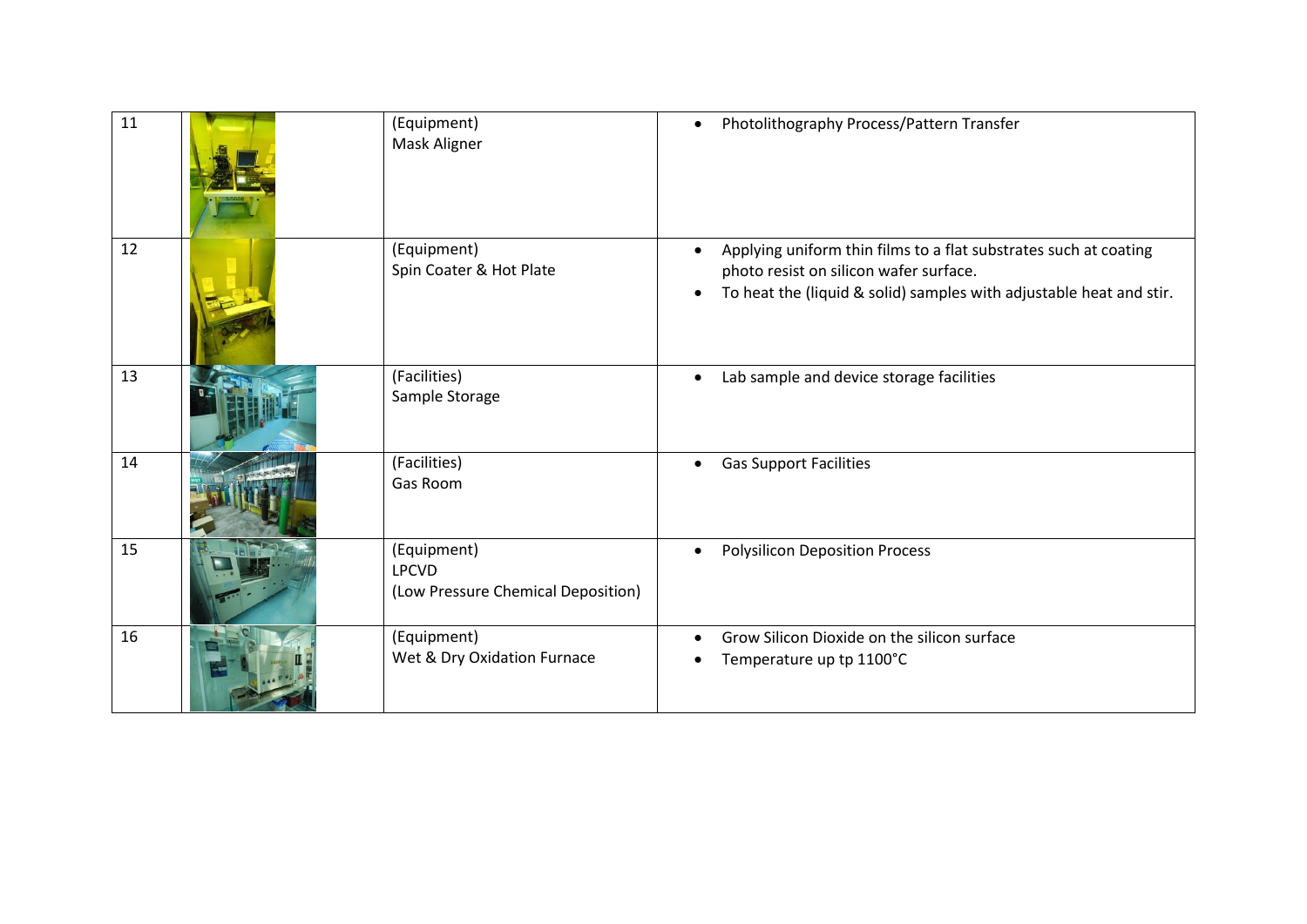| | | | |
|---|---|---|---|
| 11 | | (Equipment)<br>Mask Aligner | • Photolithography Process/Pattern Transfer |
| 12 | | (Equipment)<br>Spin Coater & Hot Plate | • Applying uniform thin films to a flat substrates such at coating photo resist on silicon wafer surface.<br>• To heat the (liquid & solid) samples with adjustable heat and stir. |
| 13 | | (Facilities)<br>Sample Storage | • Lab sample and device storage facilities |
| 14 | | (Facilities)<br>Gas Room | • Gas Support Facilities |
| 15 | | (Equipment)<br>LPCVD<br>(Low Pressure Chemical Deposition) | • Polysilicon Deposition Process |
| 16 | | (Equipment)<br>Wet & Dry Oxidation Furnace | • Grow Silicon Dioxide on the silicon surface<br>• Temperature up tp 1100°C |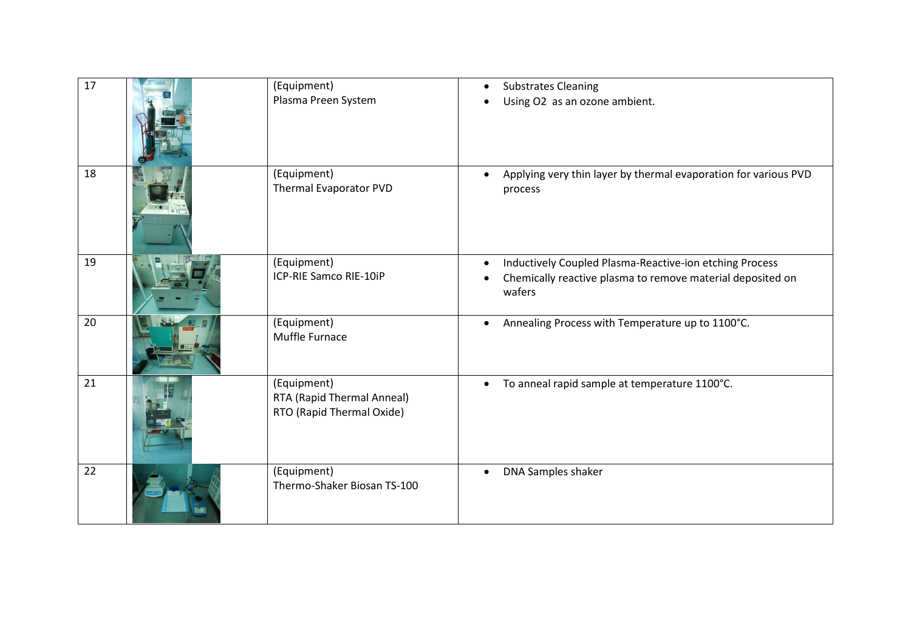| | | | |
|---|---|---|---|
| 17 | | (Equipment)<br>Plasma Preen System | • Substrates Cleaning<br>• Using O2 as an ozone ambient. |
| 18 | | (Equipment)<br>Thermal Evaporator PVD | • Applying very thin layer by thermal evaporation for various PVD process |
| 19 | | (Equipment)<br>ICP-RIE Samco RIE-10iP | • Inductively Coupled Plasma-Reactive-ion etching Process<br>• Chemically reactive plasma to remove material deposited on wafers |
| 20 | | (Equipment)<br>Muffle Furnace | • Annealing Process with Temperature up to 1100°C. |
| 21 | | (Equipment)<br>RTA (Rapid Thermal Anneal)<br>RTO (Rapid Thermal Oxide) | • To anneal rapid sample at temperature 1100°C. |
| 22 | | (Equipment)<br>Thermo-Shaker Biosan TS-100 | • DNA Samples shaker |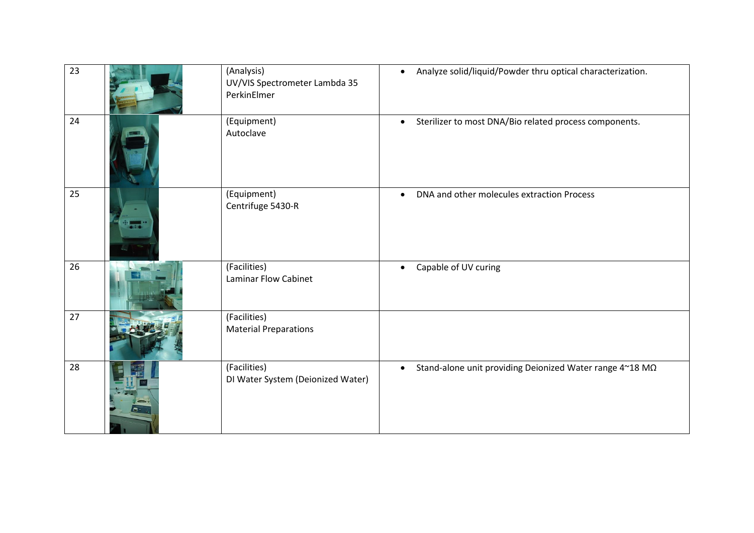| | | | |
|---|---|---|---|
| 23 | | (Analysis)<br>UV/VIS Spectrometer Lambda 35<br>PerkinElmer | • Analyze solid/liquid/Powder thru optical characterization. |
| 24 | | (Equipment)<br>Autoclave | • Sterilizer to most DNA/Bio related process components. |
| 25 | | (Equipment)<br>Centrifuge 5430-R | • DNA and other molecules extraction Process |
| 26 | | (Facilities)<br>Laminar Flow Cabinet | • Capable of UV curing |
| 27 | | (Facilities)<br>Material Preparations | |
| 28 | | (Facilities)<br>DI Water System (Deionized Water) | • Stand-alone unit providing Deionized Water range 4~18 MΩ |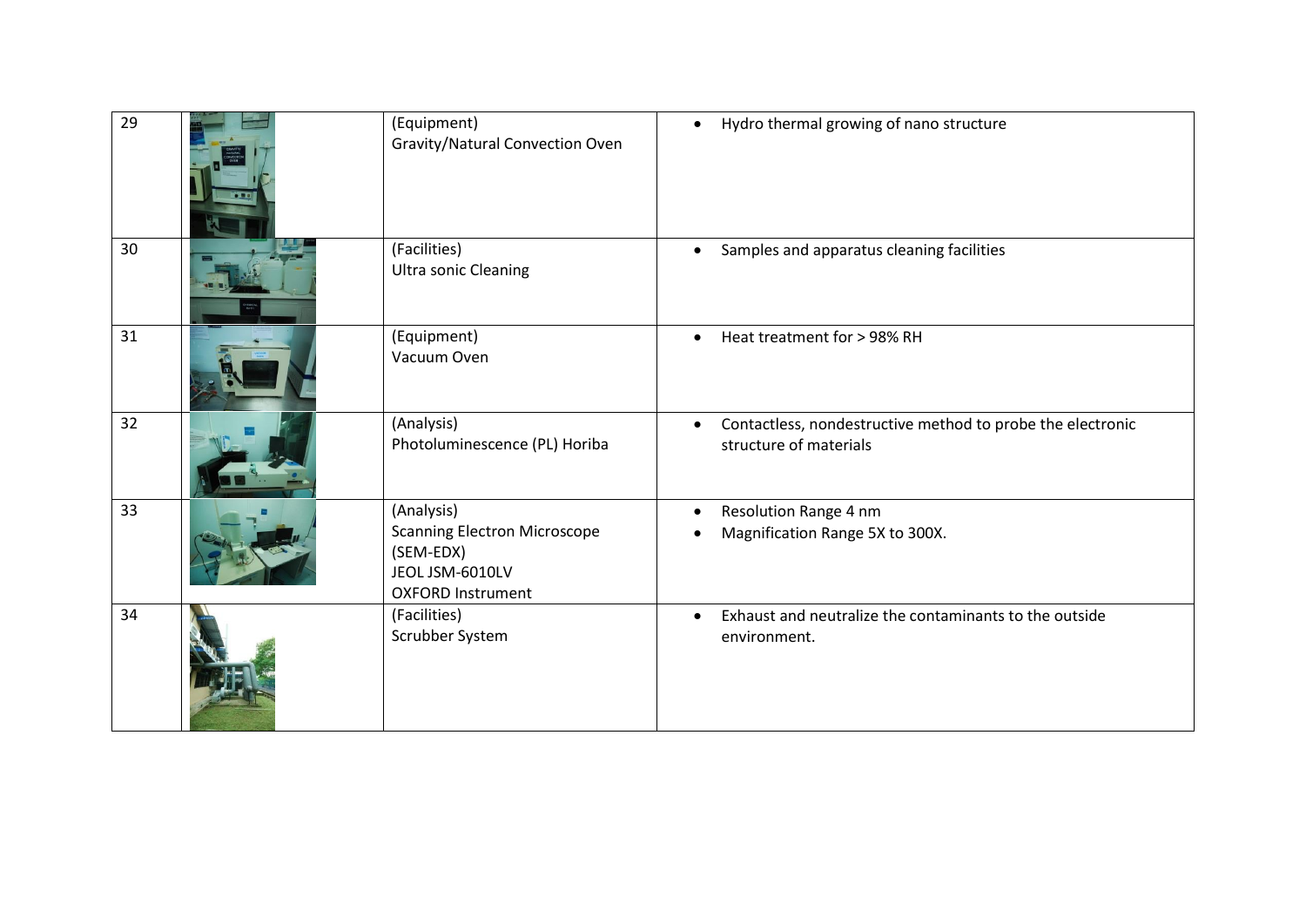| | | | |
|---|---|---|---|
| 29 | | (Equipment)<br>Gravity/Natural Convection Oven | • Hydro thermal growing of nano structure |
| 30 | | (Facilities)<br>Ultra sonic Cleaning | • Samples and apparatus cleaning facilities |
| 31 | | (Equipment)<br>Vacuum Oven | • Heat treatment for > 98% RH |
| 32 | | (Analysis)<br>Photoluminescence (PL) Horiba | • Contactless, nondestructive method to probe the electronic structure of materials |
| 33 | | (Analysis)<br>Scanning Electron Microscope (SEM-EDX)<br>JEOL JSM-6010LV<br>OXFORD Instrument | • Resolution Range 4 nm<br>• Magnification Range 5X to 300X. |
| 34 | | (Facilities)<br>Scrubber System | • Exhaust and neutralize the contaminants to the outside environment. |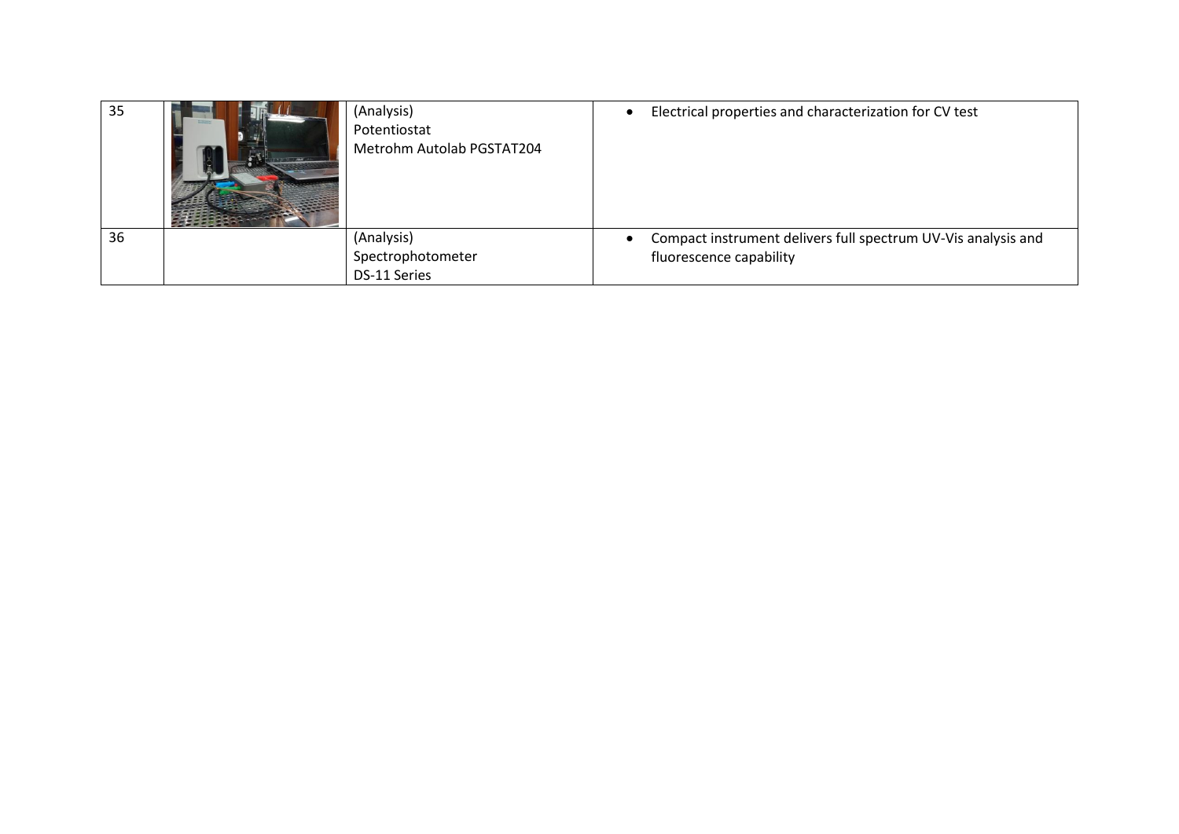| | | | |
|---|---|---|---|
| 35 | | (Analysis)<br>Potentiostat<br>Metrohm Autolab PGSTAT204 | • Electrical properties and characterization for CV test |
| 36 | | (Analysis)<br>Spectrophotometer<br>DS-11 Series | • Compact instrument delivers full spectrum UV-Vis analysis and fluorescence capability |